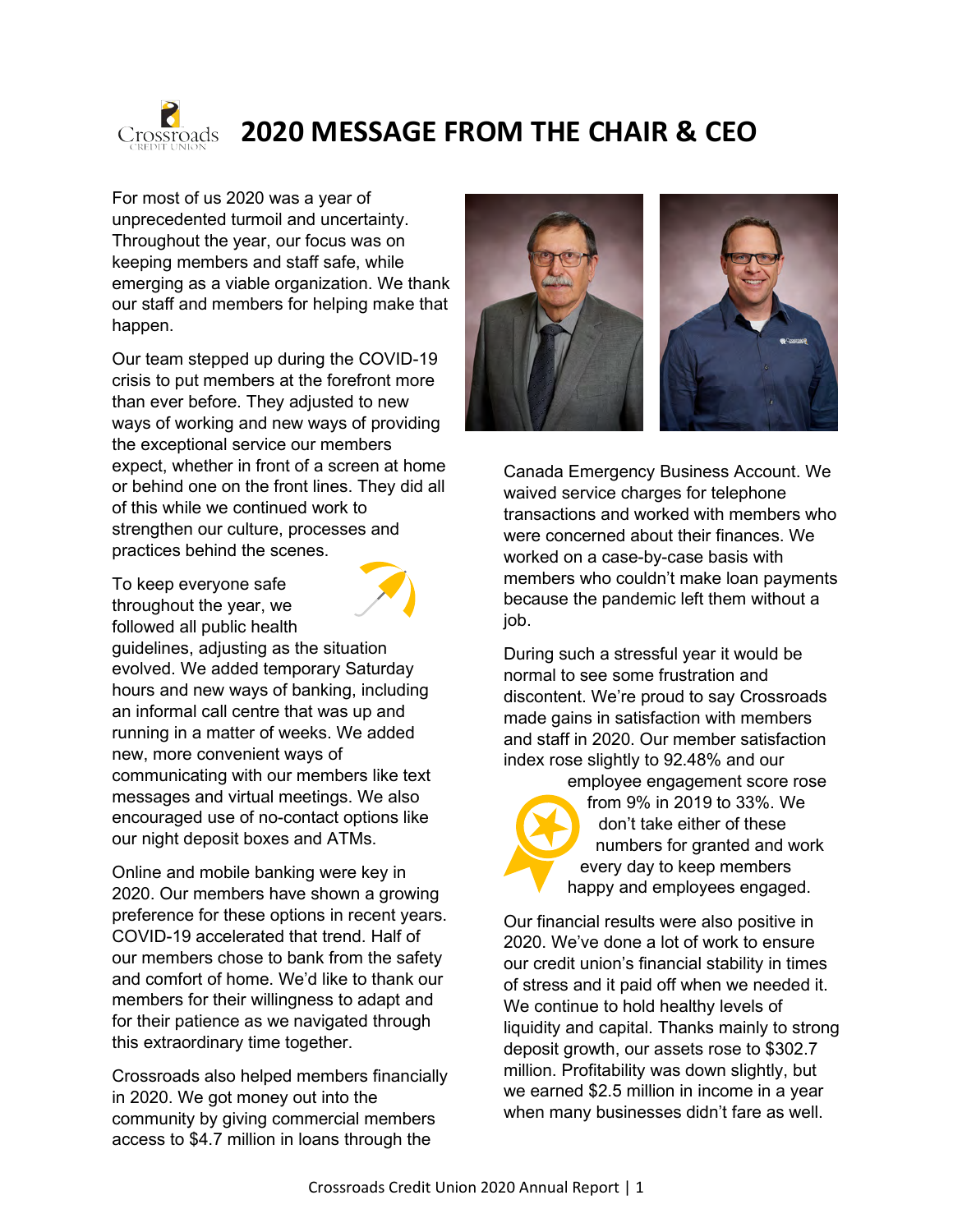# 2020 MESSAGE FROM THE CHAIR & CEO

For most of us 2020 was a year of unprecedented turmoil and uncertainty. Throughout the year, our focus was on keeping members and staff safe, while emerging as a viable organization. We thank our staff and members for helping make that happen.

Our team stepped up during the COVID-19 crisis to put members at the forefront more than ever before. They adjusted to new ways of working and new ways of providing the exceptional service our members expect, whether in front of a screen at home or behind one on the front lines. They did all of this while we continued work to strengthen our culture, processes and practices behind the scenes.

To keep everyone safe throughout the year, we followed all public health guidelines, adjusting as the situation evolved. We added temporary Saturday hours and new ways of banking, including an informal call centre that was up and running in a matter of weeks. We added new, more convenient ways of communicating with our members like text messages and virtual meetings. We also encouraged use of no-contact options like our night deposit boxes and ATMs.

Online and mobile banking were key in 2020. Our members have shown a growing preference for these options in recent years. COVID-19 accelerated that trend. Half of our members chose to bank from the safety and comfort of home. We'd like to thank our members for their willingness to adapt and for their patience as we navigated through this extraordinary time together.

Crossroads also helped members financially in 2020. We got money out into the community by giving commercial members access to $4.7 million in loans through the Canada Emergency Business Account. We waived service charges for telephone transactions and worked with members who were concerned about their finances. We worked on a case-by-case basis with members who couldn't make loan payments because the pandemic left them without a job.

During such a stressful year it would be normal to see some frustration and discontent. We're proud to say Crossroads made gains in satisfaction with members and staff in 2020. Our member satisfaction index rose slightly to 92.48% and our employee engagement score rose from 9% in 2019 to 33%. We don't take either of these numbers for granted and work every day to keep members happy and employees engaged.

Our financial results were also positive in 2020. We've done a lot of work to ensure our credit union's financial stability in times of stress and it paid off when we needed it. We continue to hold healthy levels of liquidity and capital. Thanks mainly to strong deposit growth, our assets rose to $302.7 million. Profitability was down slightly, but we earned $2.5 million in income in a year when many businesses didn't fare as well.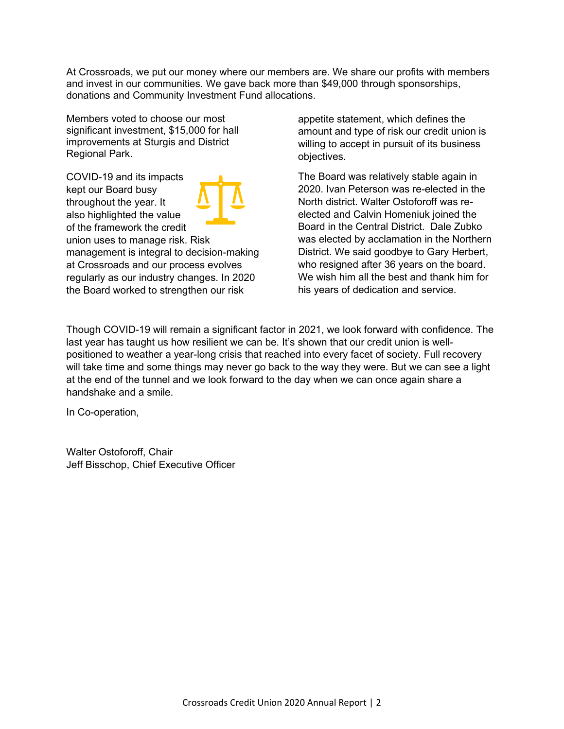At Crossroads, we put our money where our members are. We share our profits with members and invest in our communities. We gave back more than $49,000 through sponsorships, donations and Community Investment Fund allocations.

Members voted to choose our most significant investment, $15,000 for hall improvements at Sturgis and District Regional Park.

COVID-19 and its impacts kept our Board busy throughout the year. It also highlighted the value of the framework the credit union uses to manage risk. Risk management is integral to decision-making at Crossroads and our process evolves regularly as our industry changes. In 2020 the Board worked to strengthen our risk appetite statement, which defines the amount and type of risk our credit union is willing to accept in pursuit of its business objectives.

The Board was relatively stable again in 2020. Ivan Peterson was re-elected in the North district. Walter Ostoforoff was re-elected and Calvin Homeniuk joined the Board in the Central District. Dale Zubko was elected by acclamation in the Northern District. We said goodbye to Gary Herbert, who resigned after 36 years on the board. We wish him all the best and thank him for his years of dedication and service.

Though COVID-19 will remain a significant factor in 2021, we look forward with confidence. The last year has taught us how resilient we can be. It's shown that our credit union is well-positioned to weather a year-long crisis that reached into every facet of society. Full recovery will take time and some things may never go back to the way they were. But we can see a light at the end of the tunnel and we look forward to the day when we can once again share a handshake and a smile.

In Co-operation,

Walter Ostoforoff, Chair
Jeff Bisschop, Chief Executive Officer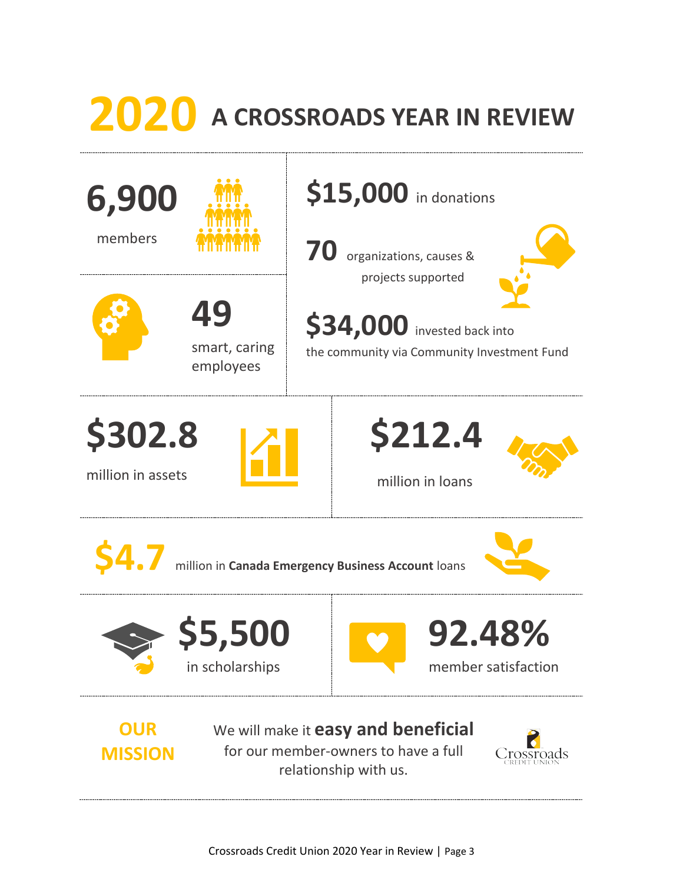# 2020 A CROSSROADS YEAR IN REVIEW

**6,900**
members

**49**
smart, caring employees

**$15,000** in donations

**70** organizations, causes & projects supported

**$34,000** invested back into the community via Community Investment Fund

**$302.8**
million in assets

**$212.4**
million in loans

**$4.7** million in **Canada Emergency Business Account** loans

**$5,500**
in scholarships

**92.48%**
member satisfaction

**OUR MISSION**

We will make it **easy and beneficial** for our member-owners to have a full relationship with us.

Crossroads CREDIT UNION